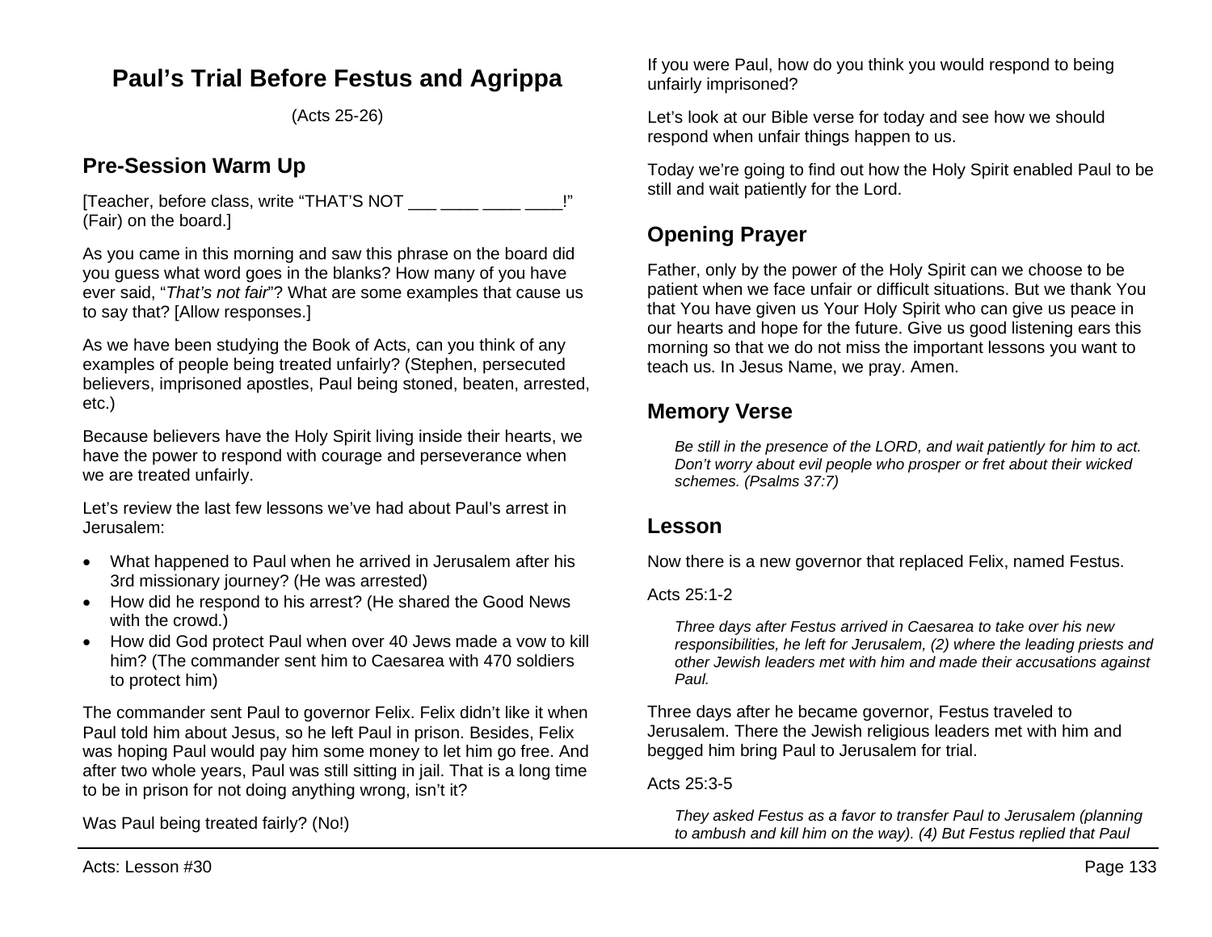# Paul's Trial Before Festus and Agrippa

(Acts 25-26)

## Pre-Session Warm Up

[Teacher, before class, write "THAT'S NOT ___ ____ ____ ____!" (Fair) on the board.]

As you came in this morning and saw this phrase on the board did you guess what word goes in the blanks? How many of you have ever said, "*That's not fair*"? What are some examples that cause us to say that? [Allow responses.]

As we have been studying the Book of Acts, can you think of any examples of people being treated unfairly? (Stephen, persecuted believers, imprisoned apostles, Paul being stoned, beaten, arrested, etc.)

Because believers have the Holy Spirit living inside their hearts, we have the power to respond with courage and perseverance when we are treated unfairly.

Let's review the last few lessons we've had about Paul's arrest in Jerusalem:

- What happened to Paul when he arrived in Jerusalem after his 3rd missionary journey? (He was arrested)
- How did he respond to his arrest? (He shared the Good News with the crowd.)
- How did God protect Paul when over 40 Jews made a vow to kill him? (The commander sent him to Caesarea with 470 soldiers to protect him)

The commander sent Paul to governor Felix. Felix didn't like it when Paul told him about Jesus, so he left Paul in prison. Besides, Felix was hoping Paul would pay him some money to let him go free. And after two whole years, Paul was still sitting in jail. That is a long time to be in prison for not doing anything wrong, isn't it?

Was Paul being treated fairly? (No!)

If you were Paul, how do you think you would respond to being unfairly imprisoned?

Let's look at our Bible verse for today and see how we should respond when unfair things happen to us.

Today we're going to find out how the Holy Spirit enabled Paul to be still and wait patiently for the Lord.

## Opening Prayer

Father, only by the power of the Holy Spirit can we choose to be patient when we face unfair or difficult situations. But we thank You that You have given us Your Holy Spirit who can give us peace in our hearts and hope for the future. Give us good listening ears this morning so that we do not miss the important lessons you want to teach us. In Jesus Name, we pray. Amen.

## Memory Verse

> *Be still in the presence of the LORD, and wait patiently for him to act. Don't worry about evil people who prosper or fret about their wicked schemes. (Psalms 37:7)*

## Lesson

Now there is a new governor that replaced Felix, named Festus.

Acts 25:1-2

> *Three days after Festus arrived in Caesarea to take over his new responsibilities, he left for Jerusalem, (2) where the leading priests and other Jewish leaders met with him and made their accusations against Paul.*

Three days after he became governor, Festus traveled to Jerusalem. There the Jewish religious leaders met with him and begged him bring Paul to Jerusalem for trial.

Acts 25:3-5

> *They asked Festus as a favor to transfer Paul to Jerusalem (planning to ambush and kill him on the way). (4) But Festus replied that Paul*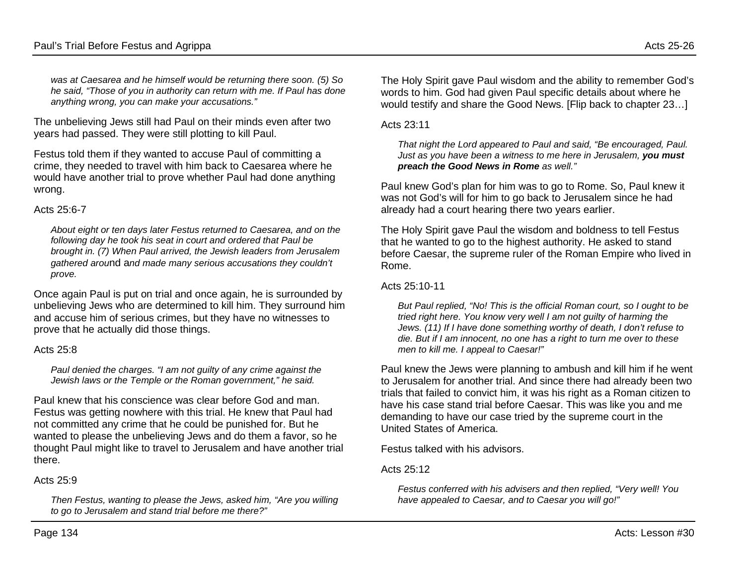*was at Caesarea and he himself would be returning there soon. (5) So he said, "Those of you in authority can return with me. If Paul has done anything wrong, you can make your accusations."*

The unbelieving Jews still had Paul on their minds even after two years had passed. They were still plotting to kill Paul.

Festus told them if they wanted to accuse Paul of committing a crime, they needed to travel with him back to Caesarea where he would have another trial to prove whether Paul had done anything wrong.

Acts 25:6-7

> *About eight or ten days later Festus returned to Caesarea, and on the following day he took his seat in court and ordered that Paul be brought in. (7) When Paul arrived, the Jewish leaders from Jerusalem gathered around and made many serious accusations they couldn't prove.*

Once again Paul is put on trial and once again, he is surrounded by unbelieving Jews who are determined to kill him. They surround him and accuse him of serious crimes, but they have no witnesses to prove that he actually did those things.

Acts 25:8

> *Paul denied the charges. "I am not guilty of any crime against the Jewish laws or the Temple or the Roman government," he said.*

Paul knew that his conscience was clear before God and man. Festus was getting nowhere with this trial. He knew that Paul had not committed any crime that he could be punished for. But he wanted to please the unbelieving Jews and do them a favor, so he thought Paul might like to travel to Jerusalem and have another trial there.

Acts 25:9

> *Then Festus, wanting to please the Jews, asked him, "Are you willing to go to Jerusalem and stand trial before me there?"*

The Holy Spirit gave Paul wisdom and the ability to remember God's words to him. God had given Paul specific details about where he would testify and share the Good News. [Flip back to chapter 23…]

Acts 23:11

> *That night the Lord appeared to Paul and said, "Be encouraged, Paul. Just as you have been a witness to me here in Jerusalem, **you must preach the Good News in Rome** as well."*

Paul knew God's plan for him was to go to Rome. So, Paul knew it was not God's will for him to go back to Jerusalem since he had already had a court hearing there two years earlier.

The Holy Spirit gave Paul the wisdom and boldness to tell Festus that he wanted to go to the highest authority. He asked to stand before Caesar, the supreme ruler of the Roman Empire who lived in Rome.

Acts 25:10-11

> *But Paul replied, "No! This is the official Roman court, so I ought to be tried right here. You know very well I am not guilty of harming the Jews. (11) If I have done something worthy of death, I don't refuse to die. But if I am innocent, no one has a right to turn me over to these men to kill me. I appeal to Caesar!"*

Paul knew the Jews were planning to ambush and kill him if he went to Jerusalem for another trial. And since there had already been two trials that failed to convict him, it was his right as a Roman citizen to have his case stand trial before Caesar. This was like you and me demanding to have our case tried by the supreme court in the United States of America.

Festus talked with his advisors.

Acts 25:12

> *Festus conferred with his advisers and then replied, "Very well! You have appealed to Caesar, and to Caesar you will go!"*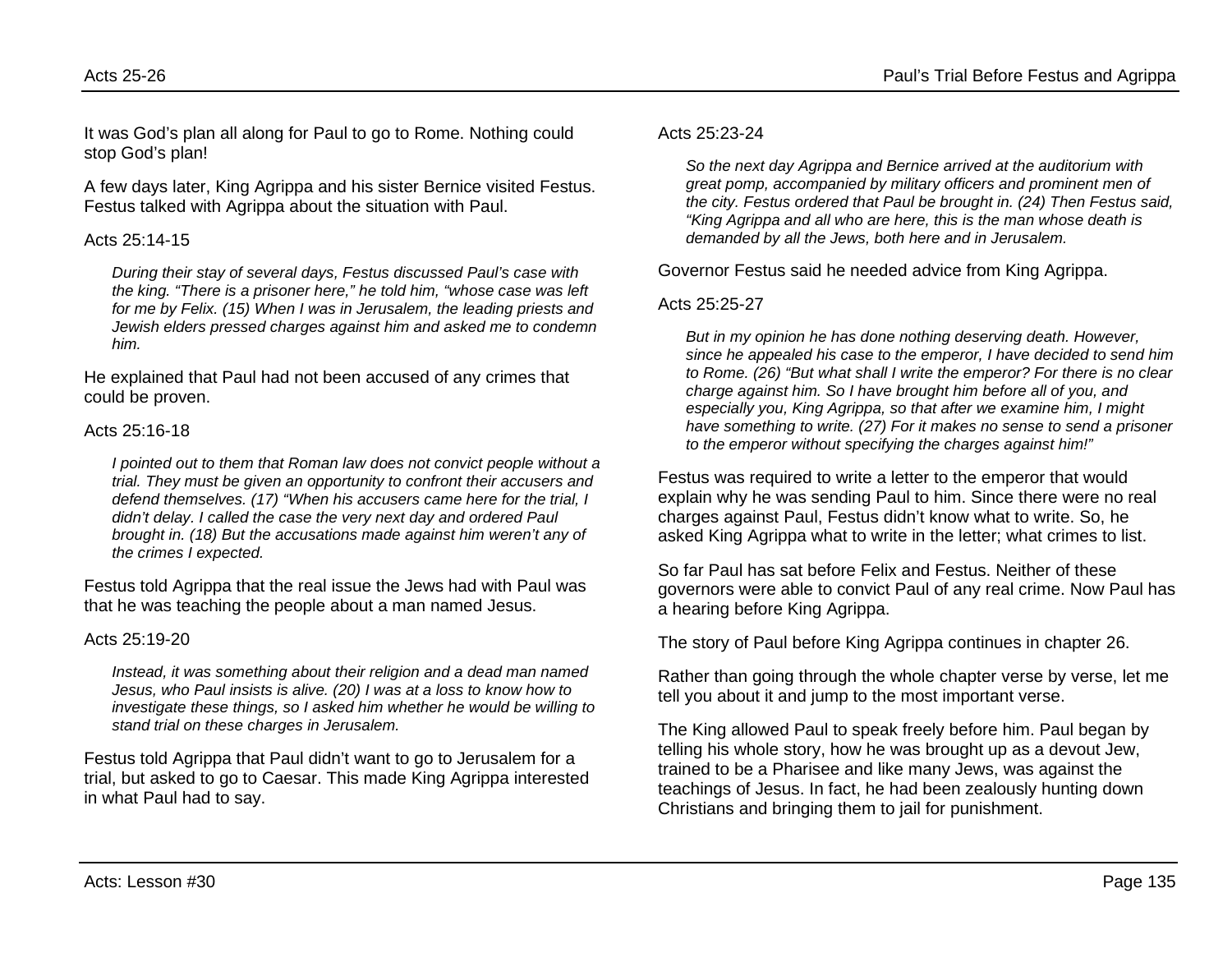It was God's plan all along for Paul to go to Rome. Nothing could stop God's plan!

A few days later, King Agrippa and his sister Bernice visited Festus. Festus talked with Agrippa about the situation with Paul.

Acts 25:14-15

> *During their stay of several days, Festus discussed Paul's case with the king. "There is a prisoner here," he told him, "whose case was left for me by Felix. (15) When I was in Jerusalem, the leading priests and Jewish elders pressed charges against him and asked me to condemn him.*

He explained that Paul had not been accused of any crimes that could be proven.

Acts 25:16-18

> *I pointed out to them that Roman law does not convict people without a trial. They must be given an opportunity to confront their accusers and defend themselves. (17) "When his accusers came here for the trial, I didn't delay. I called the case the very next day and ordered Paul brought in. (18) But the accusations made against him weren't any of the crimes I expected.*

Festus told Agrippa that the real issue the Jews had with Paul was that he was teaching the people about a man named Jesus.

Acts 25:19-20

> *Instead, it was something about their religion and a dead man named Jesus, who Paul insists is alive. (20) I was at a loss to know how to investigate these things, so I asked him whether he would be willing to stand trial on these charges in Jerusalem.*

Festus told Agrippa that Paul didn't want to go to Jerusalem for a trial, but asked to go to Caesar. This made King Agrippa interested in what Paul had to say.

Acts 25:23-24

> *So the next day Agrippa and Bernice arrived at the auditorium with great pomp, accompanied by military officers and prominent men of the city. Festus ordered that Paul be brought in. (24) Then Festus said, "King Agrippa and all who are here, this is the man whose death is demanded by all the Jews, both here and in Jerusalem.*

Governor Festus said he needed advice from King Agrippa.

Acts 25:25-27

> *But in my opinion he has done nothing deserving death. However, since he appealed his case to the emperor, I have decided to send him to Rome. (26) "But what shall I write the emperor? For there is no clear charge against him. So I have brought him before all of you, and especially you, King Agrippa, so that after we examine him, I might have something to write. (27) For it makes no sense to send a prisoner to the emperor without specifying the charges against him!"*

Festus was required to write a letter to the emperor that would explain why he was sending Paul to him. Since there were no real charges against Paul, Festus didn't know what to write. So, he asked King Agrippa what to write in the letter; what crimes to list.

So far Paul has sat before Felix and Festus. Neither of these governors were able to convict Paul of any real crime. Now Paul has a hearing before King Agrippa.

The story of Paul before King Agrippa continues in chapter 26.

Rather than going through the whole chapter verse by verse, let me tell you about it and jump to the most important verse.

The King allowed Paul to speak freely before him. Paul began by telling his whole story, how he was brought up as a devout Jew, trained to be a Pharisee and like many Jews, was against the teachings of Jesus. In fact, he had been zealously hunting down Christians and bringing them to jail for punishment.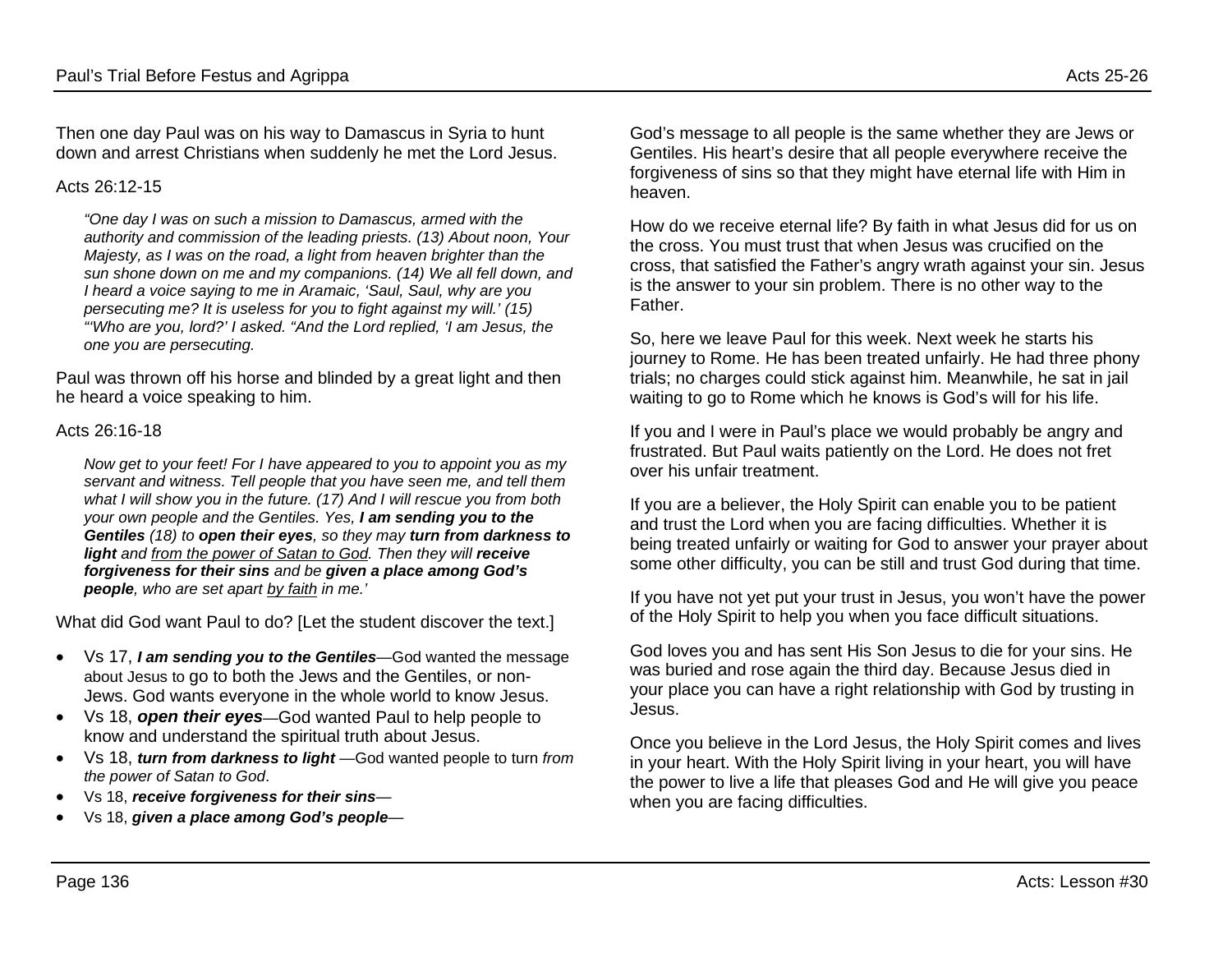Then one day Paul was on his way to Damascus in Syria to hunt down and arrest Christians when suddenly he met the Lord Jesus.

Acts 26:12-15

> *“One day I was on such a mission to Damascus, armed with the authority and commission of the leading priests. (13) About noon, Your Majesty, as I was on the road, a light from heaven brighter than the sun shone down on me and my companions. (14) We all fell down, and I heard a voice saying to me in Aramaic, ‘Saul, Saul, why are you persecuting me? It is useless for you to fight against my will.’ (15) “‘Who are you, lord?’ I asked. “And the Lord replied, ‘I am Jesus, the one you are persecuting.*

Paul was thrown off his horse and blinded by a great light and then he heard a voice speaking to him.

Acts 26:16-18

> *Now get to your feet! For I have appeared to you to appoint you as my servant and witness. Tell people that you have seen me, and tell them what I will show you in the future. (17) And I will rescue you from both your own people and the Gentiles. Yes, **I am sending you to the Gentiles** (18) to **open their eyes**, so they may **turn from darkness to light** and <u>from the power of Satan to God</u>. Then they will **receive forgiveness for their sins** and be **given a place among God’s people**, who are set apart <u>by faith</u> in me.’*

What did God want Paul to do? [Let the student discover the text.]

- Vs 17, ***I am sending you to the Gentiles***—God wanted the message about Jesus to go to both the Jews and the Gentiles, or non-Jews. God wants everyone in the whole world to know Jesus.
- Vs 18, ***open their eyes***—God wanted Paul to help people to know and understand the spiritual truth about Jesus.
- Vs 18, ***turn from darkness to light*** —God wanted people to turn *from the power of Satan to God*.
- Vs 18, ***receive forgiveness for their sins***—
- Vs 18, ***given a place among God’s people***—

God’s message to all people is the same whether they are Jews or Gentiles. His heart’s desire that all people everywhere receive the forgiveness of sins so that they might have eternal life with Him in heaven.

How do we receive eternal life? By faith in what Jesus did for us on the cross. You must trust that when Jesus was crucified on the cross, that satisfied the Father’s angry wrath against your sin. Jesus is the answer to your sin problem. There is no other way to the Father.

So, here we leave Paul for this week. Next week he starts his journey to Rome. He has been treated unfairly. He had three phony trials; no charges could stick against him. Meanwhile, he sat in jail waiting to go to Rome which he knows is God’s will for his life.

If you and I were in Paul’s place we would probably be angry and frustrated. But Paul waits patiently on the Lord. He does not fret over his unfair treatment.

If you are a believer, the Holy Spirit can enable you to be patient and trust the Lord when you are facing difficulties. Whether it is being treated unfairly or waiting for God to answer your prayer about some other difficulty, you can be still and trust God during that time.

If you have not yet put your trust in Jesus, you won’t have the power of the Holy Spirit to help you when you face difficult situations.

God loves you and has sent His Son Jesus to die for your sins. He was buried and rose again the third day. Because Jesus died in your place you can have a right relationship with God by trusting in Jesus.

Once you believe in the Lord Jesus, the Holy Spirit comes and lives in your heart. With the Holy Spirit living in your heart, you will have the power to live a life that pleases God and He will give you peace when you are facing difficulties.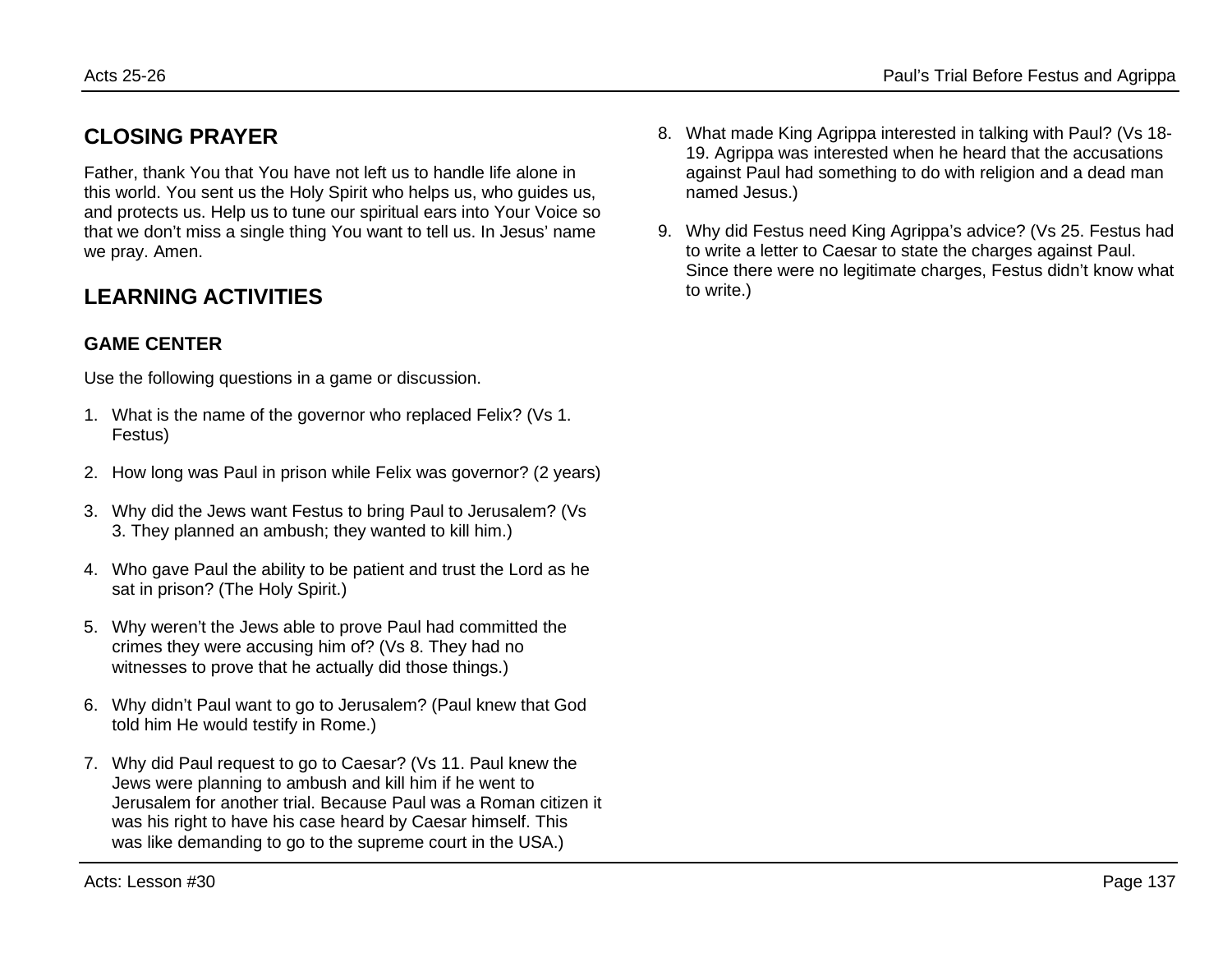## CLOSING PRAYER

Father, thank You that You have not left us to handle life alone in this world. You sent us the Holy Spirit who helps us, who guides us, and protects us. Help us to tune our spiritual ears into Your Voice so that we don't miss a single thing You want to tell us. In Jesus' name we pray. Amen.

## LEARNING ACTIVITIES

### GAME CENTER

Use the following questions in a game or discussion.

1. What is the name of the governor who replaced Felix? (Vs 1. Festus)

2. How long was Paul in prison while Felix was governor? (2 years)

3. Why did the Jews want Festus to bring Paul to Jerusalem? (Vs 3. They planned an ambush; they wanted to kill him.)

4. Who gave Paul the ability to be patient and trust the Lord as he sat in prison? (The Holy Spirit.)

5. Why weren't the Jews able to prove Paul had committed the crimes they were accusing him of? (Vs 8. They had no witnesses to prove that he actually did those things.)

6. Why didn't Paul want to go to Jerusalem? (Paul knew that God told him He would testify in Rome.)

7. Why did Paul request to go to Caesar? (Vs 11. Paul knew the Jews were planning to ambush and kill him if he went to Jerusalem for another trial. Because Paul was a Roman citizen it was his right to have his case heard by Caesar himself. This was like demanding to go to the supreme court in the USA.)

8. What made King Agrippa interested in talking with Paul? (Vs 18-19. Agrippa was interested when he heard that the accusations against Paul had something to do with religion and a dead man named Jesus.)

9. Why did Festus need King Agrippa's advice? (Vs 25. Festus had to write a letter to Caesar to state the charges against Paul. Since there were no legitimate charges, Festus didn't know what to write.)